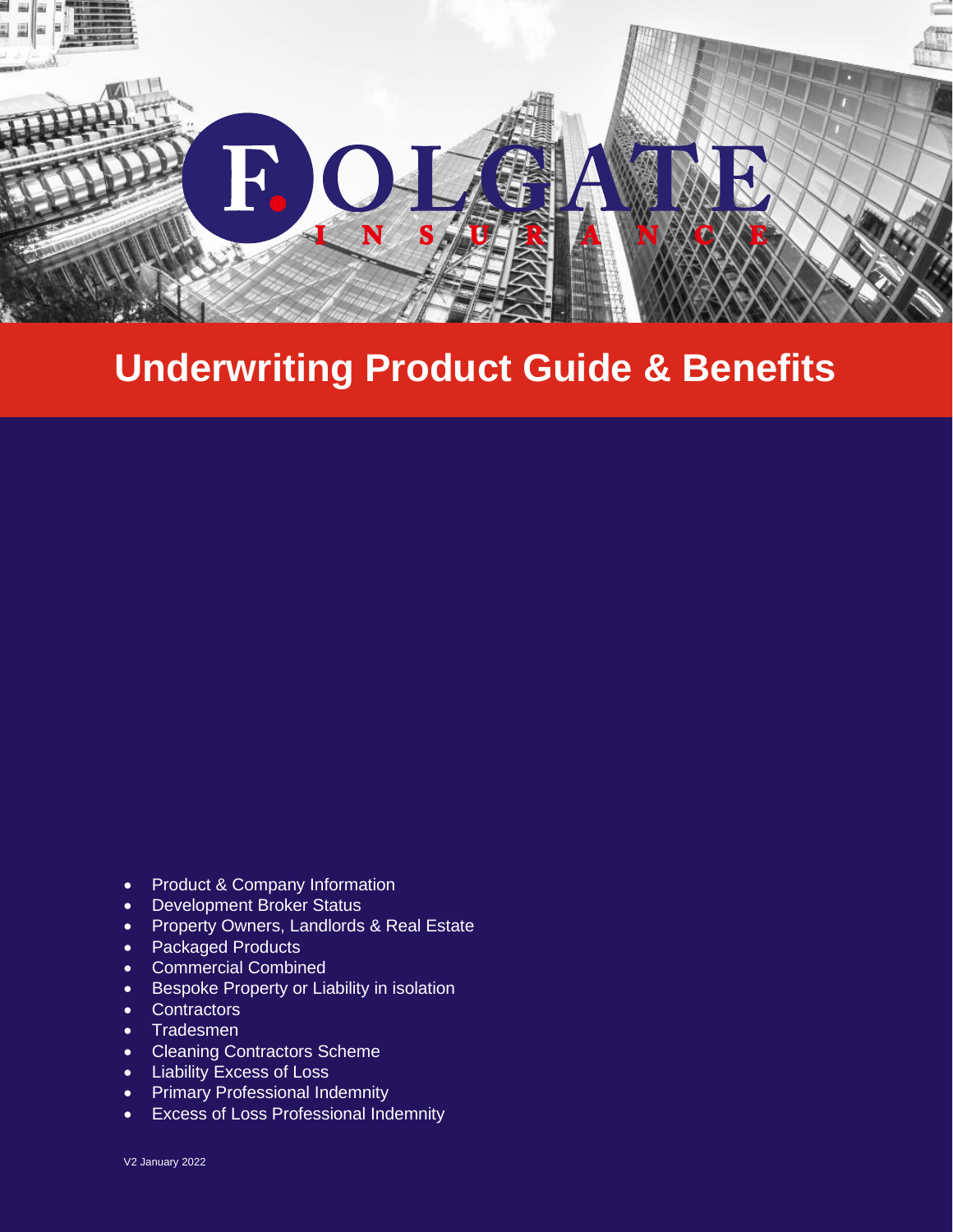FOLGATE INSURANCE

# Underwriting Product Guide & Benefits

- Product & Company Information
- Development Broker Status
- Property Owners, Landlords & Real Estate
- Packaged Products
- Commercial Combined
- Bespoke Property or Liability in isolation
- Contractors
- Tradesmen
- Cleaning Contractors Scheme
- Liability Excess of Loss
- Primary Professional Indemnity
- Excess of Loss Professional Indemnity

V2 January 2022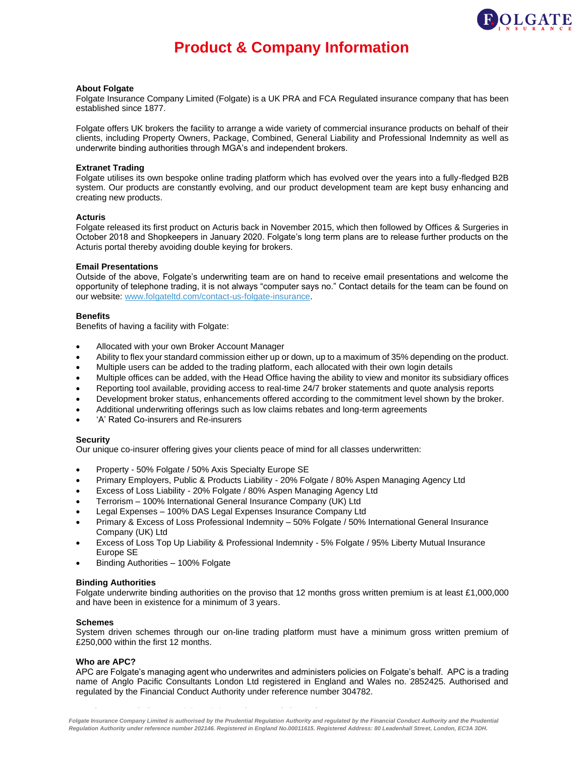# Product & Company Information

**About Folgate**

Folgate Insurance Company Limited (Folgate) is a UK PRA and FCA Regulated insurance company that has been established since 1877.

Folgate offers UK brokers the facility to arrange a wide variety of commercial insurance products on behalf of their clients, including Property Owners, Package, Combined, General Liability and Professional Indemnity as well as underwrite binding authorities through MGA's and independent brokers.

**Extranet Trading**

Folgate utilises its own bespoke online trading platform which has evolved over the years into a fully-fledged B2B system. Our products are constantly evolving, and our product development team are kept busy enhancing and creating new products.

**Acturis**

Folgate released its first product on Acturis back in November 2015, which then followed by Offices & Surgeries in October 2018 and Shopkeepers in January 2020. Folgate's long term plans are to release further products on the Acturis portal thereby avoiding double keying for brokers.

**Email Presentations**

Outside of the above, Folgate's underwriting team are on hand to receive email presentations and welcome the opportunity of telephone trading, it is not always "computer says no." Contact details for the team can be found on our website: [www.folgateltd.com/contact-us-folgate-insurance](www.folgateltd.com/contact-us-folgate-insurance).

**Benefits**

Benefits of having a facility with Folgate:

- Allocated with your own Broker Account Manager
- Ability to flex your standard commission either up or down, up to a maximum of 35% depending on the product.
- Multiple users can be added to the trading platform, each allocated with their own login details
- Multiple offices can be added, with the Head Office having the ability to view and monitor its subsidiary offices
- Reporting tool available, providing access to real-time 24/7 broker statements and quote analysis reports
- Development broker status, enhancements offered according to the commitment level shown by the broker.
- Additional underwriting offerings such as low claims rebates and long-term agreements
- 'A' Rated Co-insurers and Re-insurers

**Security**

Our unique co-insurer offering gives your clients peace of mind for all classes underwritten:

- Property - 50% Folgate / 50% Axis Specialty Europe SE
- Primary Employers, Public & Products Liability - 20% Folgate / 80% Aspen Managing Agency Ltd
- Excess of Loss Liability - 20% Folgate / 80% Aspen Managing Agency Ltd
- Terrorism – 100% International General Insurance Company (UK) Ltd
- Legal Expenses – 100% DAS Legal Expenses Insurance Company Ltd
- Primary & Excess of Loss Professional Indemnity – 50% Folgate / 50% International General Insurance Company (UK) Ltd
- Excess of Loss Top Up Liability & Professional Indemnity - 5% Folgate / 95% Liberty Mutual Insurance Europe SE
- Binding Authorities – 100% Folgate

**Binding Authorities**

Folgate underwrite binding authorities on the proviso that 12 months gross written premium is at least £1,000,000 and have been in existence for a minimum of 3 years.

**Schemes**

System driven schemes through our on-line trading platform must have a minimum gross written premium of £250,000 within the first 12 months.

**Who are APC?**

APC are Folgate's managing agent who underwrites and administers policies on Folgate's behalf. APC is a trading name of Anglo Pacific Consultants London Ltd registered in England and Wales no. 2852425. Authorised and regulated by the Financial Conduct Authority under reference number 304782.

*Folgate Insurance Company Limited is authorised by the Prudential Regulation Authority and regulated by the Financial Conduct Authority and the Prudential Regulation Authority under reference number 202146. Registered in England No.00011615. Registered Address: 80 Leadenhall Street, London, EC3A 3DH.*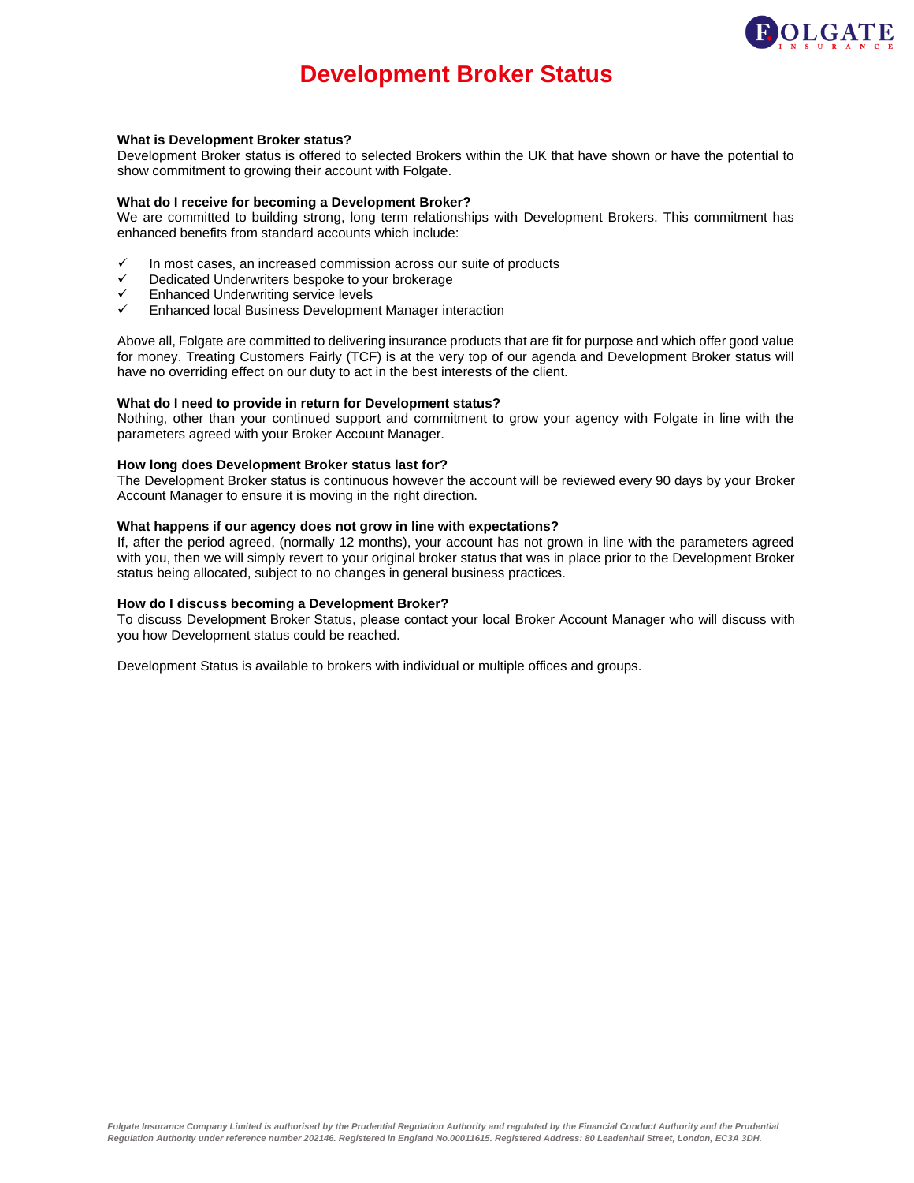# Development Broker Status

**What is Development Broker status?**
Development Broker status is offered to selected Brokers within the UK that have shown or have the potential to show commitment to growing their account with Folgate.

**What do I receive for becoming a Development Broker?**
We are committed to building strong, long term relationships with Development Brokers. This commitment has enhanced benefits from standard accounts which include:

- ✓ In most cases, an increased commission across our suite of products
- ✓ Dedicated Underwriters bespoke to your brokerage
- ✓ Enhanced Underwriting service levels
- ✓ Enhanced local Business Development Manager interaction

Above all, Folgate are committed to delivering insurance products that are fit for purpose and which offer good value for money. Treating Customers Fairly (TCF) is at the very top of our agenda and Development Broker status will have no overriding effect on our duty to act in the best interests of the client.

**What do I need to provide in return for Development status?**
Nothing, other than your continued support and commitment to grow your agency with Folgate in line with the parameters agreed with your Broker Account Manager.

**How long does Development Broker status last for?**
The Development Broker status is continuous however the account will be reviewed every 90 days by your Broker Account Manager to ensure it is moving in the right direction.

**What happens if our agency does not grow in line with expectations?**
If, after the period agreed, (normally 12 months), your account has not grown in line with the parameters agreed with you, then we will simply revert to your original broker status that was in place prior to the Development Broker status being allocated, subject to no changes in general business practices.

**How do I discuss becoming a Development Broker?**
To discuss Development Broker Status, please contact your local Broker Account Manager who will discuss with you how Development status could be reached.

Development Status is available to brokers with individual or multiple offices and groups.

*Folgate Insurance Company Limited is authorised by the Prudential Regulation Authority and regulated by the Financial Conduct Authority and the Prudential Regulation Authority under reference number 202146. Registered in England No.00011615. Registered Address: 80 Leadenhall Street, London, EC3A 3DH.*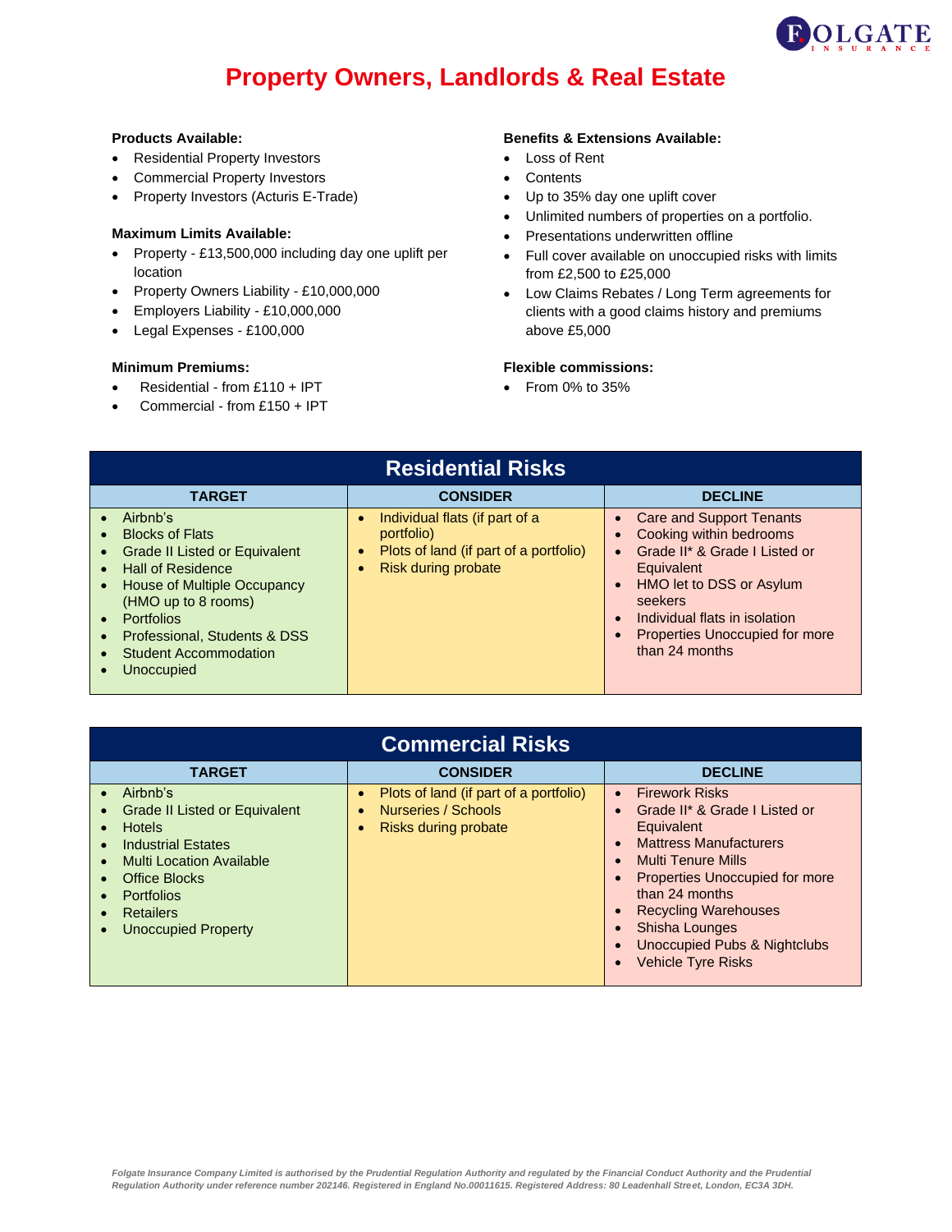# Property Owners, Landlords & Real Estate

**Products Available:**

- Residential Property Investors
- Commercial Property Investors
- Property Investors (Acturis E-Trade)

**Maximum Limits Available:**

- Property - £13,500,000 including day one uplift per location
- Property Owners Liability - £10,000,000
- Employers Liability - £10,000,000
- Legal Expenses - £100,000

**Minimum Premiums:**

- Residential - from £110 + IPT
- Commercial - from £150 + IPT

**Benefits & Extensions Available:**

- Loss of Rent
- Contents
- Up to 35% day one uplift cover
- Unlimited numbers of properties on a portfolio.
- Presentations underwritten offline
- Full cover available on unoccupied risks with limits from £2,500 to £25,000
- Low Claims Rebates / Long Term agreements for clients with a good claims history and premiums above £5,000

**Flexible commissions:**

- From 0% to 35%

## Residential Risks

| TARGET | CONSIDER | DECLINE |
|---|---|---|
| • Airbnb's<br>• Blocks of Flats<br>• Grade II Listed or Equivalent<br>• Hall of Residence<br>• House of Multiple Occupancy (HMO up to 8 rooms)<br>• Portfolios<br>• Professional, Students & DSS<br>• Student Accommodation<br>• Unoccupied | • Individual flats (if part of a portfolio)<br>• Plots of land (if part of a portfolio)<br>• Risk during probate | • Care and Support Tenants<br>• Cooking within bedrooms<br>• Grade II* & Grade I Listed or Equivalent<br>• HMO let to DSS or Asylum seekers<br>• Individual flats in isolation<br>• Properties Unoccupied for more than 24 months |

## Commercial Risks

| TARGET | CONSIDER | DECLINE |
|---|---|---|
| • Airbnb's<br>• Grade II Listed or Equivalent<br>• Hotels<br>• Industrial Estates<br>• Multi Location Available<br>• Office Blocks<br>• Portfolios<br>• Retailers<br>• Unoccupied Property | • Plots of land (if part of a portfolio)<br>• Nurseries / Schools<br>• Risks during probate | • Firework Risks<br>• Grade II* & Grade I Listed or Equivalent<br>• Mattress Manufacturers<br>• Multi Tenure Mills<br>• Properties Unoccupied for more than 24 months<br>• Recycling Warehouses<br>• Shisha Lounges<br>• Unoccupied Pubs & Nightclubs<br>• Vehicle Tyre Risks |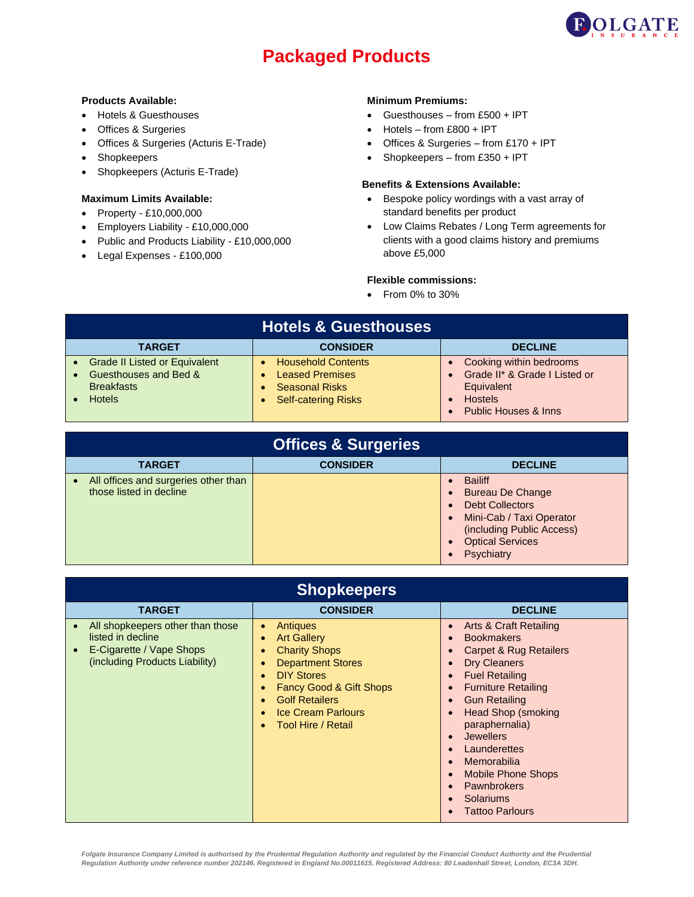# Packaged Products

**Products Available:**

- Hotels & Guesthouses
- Offices & Surgeries
- Offices & Surgeries (Acturis E-Trade)
- Shopkeepers
- Shopkeepers (Acturis E-Trade)

**Maximum Limits Available:**

- Property - £10,000,000
- Employers Liability - £10,000,000
- Public and Products Liability - £10,000,000
- Legal Expenses - £100,000

**Minimum Premiums:**

- Guesthouses – from £500 + IPT
- Hotels – from £800 + IPT
- Offices & Surgeries – from £170 + IPT
- Shopkeepers – from £350 + IPT

**Benefits & Extensions Available:**

- Bespoke policy wordings with a vast array of standard benefits per product
- Low Claims Rebates / Long Term agreements for clients with a good claims history and premiums above £5,000

**Flexible commissions:**

- From 0% to 30%

## Hotels & Guesthouses

| TARGET | CONSIDER | DECLINE |
|---|---|---|
| • Grade II Listed or Equivalent<br>• Guesthouses and Bed & Breakfasts<br>• Hotels | • Household Contents<br>• Leased Premises<br>• Seasonal Risks<br>• Self-catering Risks | • Cooking within bedrooms<br>• Grade II* & Grade I Listed or Equivalent<br>• Hostels<br>• Public Houses & Inns |

## Offices & Surgeries

| TARGET | CONSIDER | DECLINE |
|---|---|---|
| • All offices and surgeries other than those listed in decline | | • Bailiff<br>• Bureau De Change<br>• Debt Collectors<br>• Mini-Cab / Taxi Operator (including Public Access)<br>• Optical Services<br>• Psychiatry |

## Shopkeepers

| TARGET | CONSIDER | DECLINE |
|---|---|---|
| • All shopkeepers other than those listed in decline<br>• E-Cigarette / Vape Shops (including Products Liability) | • Antiques<br>• Art Gallery<br>• Charity Shops<br>• Department Stores<br>• DIY Stores<br>• Fancy Good & Gift Shops<br>• Golf Retailers<br>• Ice Cream Parlours<br>• Tool Hire / Retail | • Arts & Craft Retailing<br>• Bookmakers<br>• Carpet & Rug Retailers<br>• Dry Cleaners<br>• Fuel Retailing<br>• Furniture Retailing<br>• Gun Retailing<br>• Head Shop (smoking paraphernalia)<br>• Jewellers<br>• Launderettes<br>• Memorabilia<br>• Mobile Phone Shops<br>• Pawnbrokers<br>• Solariums<br>• Tattoo Parlours |

*Folgate Insurance Company Limited is authorised by the Prudential Regulation Authority and regulated by the Financial Conduct Authority and the Prudential Regulation Authority under reference number 202146. Registered in England No.00011615. Registered Address: 80 Leadenhall Street, London, EC3A 3DH.*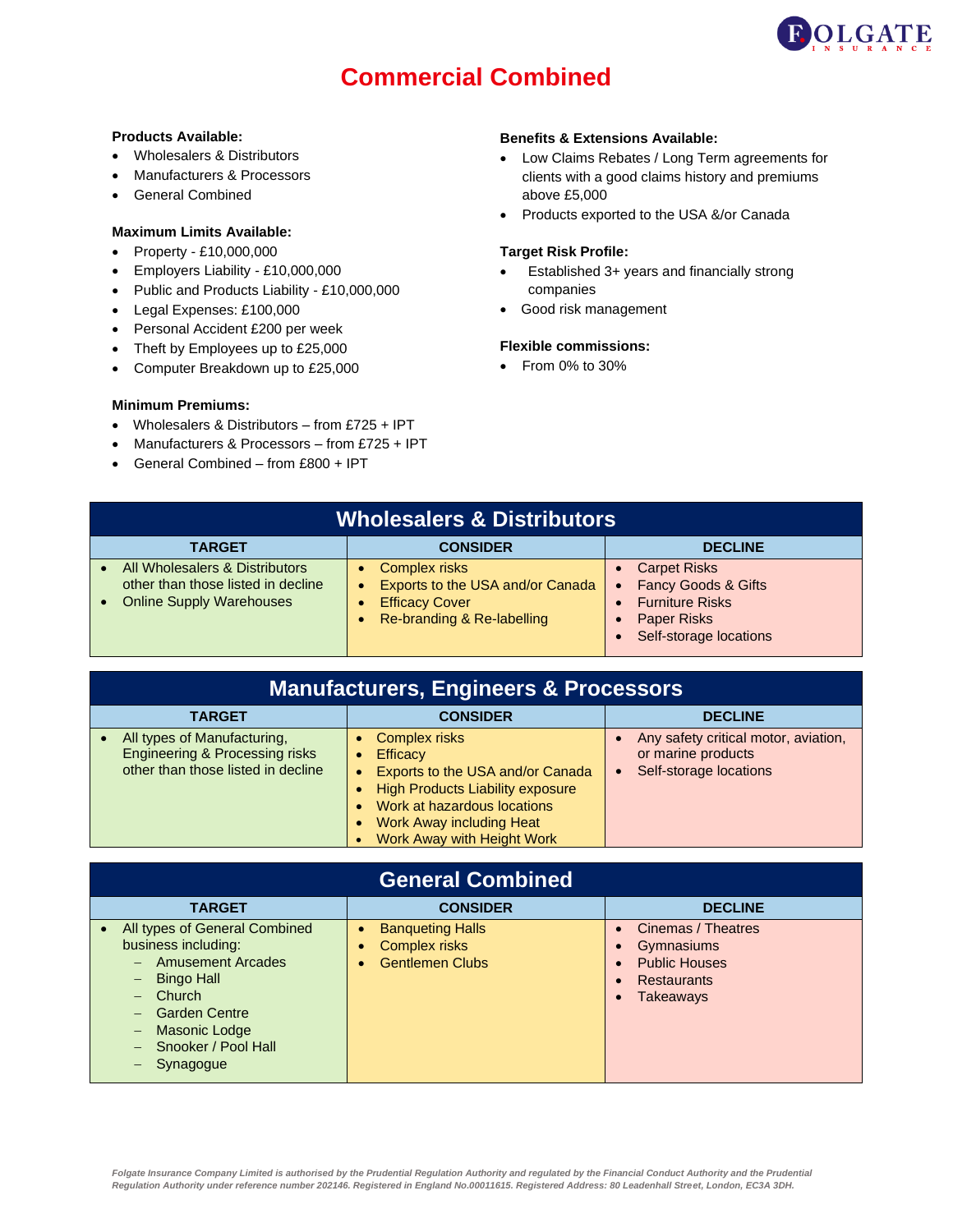# Commercial Combined

**Products Available:**

- Wholesalers & Distributors
- Manufacturers & Processors
- General Combined

**Maximum Limits Available:**

- Property - £10,000,000
- Employers Liability - £10,000,000
- Public and Products Liability - £10,000,000
- Legal Expenses: £100,000
- Personal Accident £200 per week
- Theft by Employees up to £25,000
- Computer Breakdown up to £25,000

**Minimum Premiums:**

- Wholesalers & Distributors – from £725 + IPT
- Manufacturers & Processors – from £725 + IPT
- General Combined – from £800 + IPT

**Benefits & Extensions Available:**

- Low Claims Rebates / Long Term agreements for clients with a good claims history and premiums above £5,000
- Products exported to the USA &/or Canada

**Target Risk Profile:**

- Established 3+ years and financially strong companies
- Good risk management

**Flexible commissions:**

- From 0% to 30%

## Wholesalers & Distributors

| TARGET | CONSIDER | DECLINE |
| --- | --- | --- |
| • All Wholesalers & Distributors other than those listed in decline<br>• Online Supply Warehouses | • Complex risks<br>• Exports to the USA and/or Canada<br>• Efficacy Cover<br>• Re-branding & Re-labelling | • Carpet Risks<br>• Fancy Goods & Gifts<br>• Furniture Risks<br>• Paper Risks<br>• Self-storage locations |

## Manufacturers, Engineers & Processors

| TARGET | CONSIDER | DECLINE |
| --- | --- | --- |
| • All types of Manufacturing, Engineering & Processing risks other than those listed in decline | • Complex risks<br>• Efficacy<br>• Exports to the USA and/or Canada<br>• High Products Liability exposure<br>• Work at hazardous locations<br>• Work Away including Heat<br>• Work Away with Height Work | • Any safety critical motor, aviation, or marine products<br>• Self-storage locations |

## General Combined

| TARGET | CONSIDER | DECLINE |
| --- | --- | --- |
| • All types of General Combined business including:<br>– Amusement Arcades<br>– Bingo Hall<br>– Church<br>– Garden Centre<br>– Masonic Lodge<br>– Snooker / Pool Hall<br>– Synagogue | • Banqueting Halls<br>• Complex risks<br>• Gentlemen Clubs | • Cinemas / Theatres<br>• Gymnasiums<br>• Public Houses<br>• Restaurants<br>• Takeaways |

*Folgate Insurance Company Limited is authorised by the Prudential Regulation Authority and regulated by the Financial Conduct Authority and the Prudential Regulation Authority under reference number 202146. Registered in England No.00011615. Registered Address: 80 Leadenhall Street, London, EC3A 3DH.*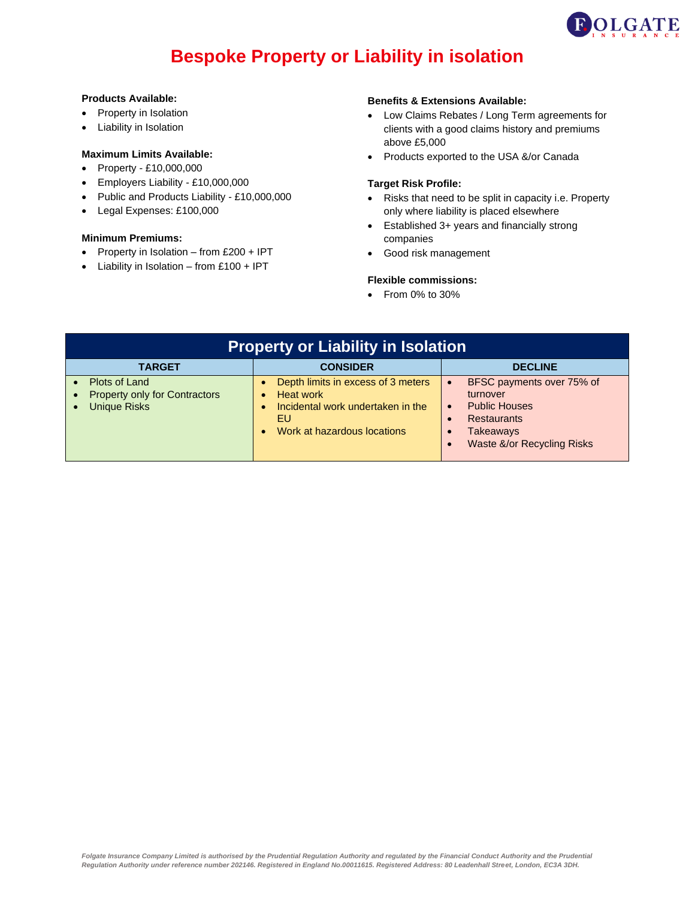# Bespoke Property or Liability in isolation

**Products Available:**
- Property in Isolation
- Liability in Isolation

**Maximum Limits Available:**
- Property - £10,000,000
- Employers Liability - £10,000,000
- Public and Products Liability - £10,000,000
- Legal Expenses: £100,000

**Minimum Premiums:**
- Property in Isolation – from £200 + IPT
- Liability in Isolation – from £100 + IPT

**Benefits & Extensions Available:**
- Low Claims Rebates / Long Term agreements for clients with a good claims history and premiums above £5,000
- Products exported to the USA &/or Canada

**Target Risk Profile:**
- Risks that need to be split in capacity i.e. Property only where liability is placed elsewhere
- Established 3+ years and financially strong companies
- Good risk management

**Flexible commissions:**
- From 0% to 30%

| Property or Liability in Isolation | | |
|---|---|---|
| **TARGET** | **CONSIDER** | **DECLINE** |
| • Plots of Land<br>• Property only for Contractors<br>• Unique Risks | • Depth limits in excess of 3 meters<br>• Heat work<br>• Incidental work undertaken in the EU<br>• Work at hazardous locations | • BFSC payments over 75% of turnover<br>• Public Houses<br>• Restaurants<br>• Takeaways<br>• Waste &/or Recycling Risks |

*Folgate Insurance Company Limited is authorised by the Prudential Regulation Authority and regulated by the Financial Conduct Authority and the Prudential Regulation Authority under reference number 202146. Registered in England No.00011615. Registered Address: 80 Leadenhall Street, London, EC3A 3DH.*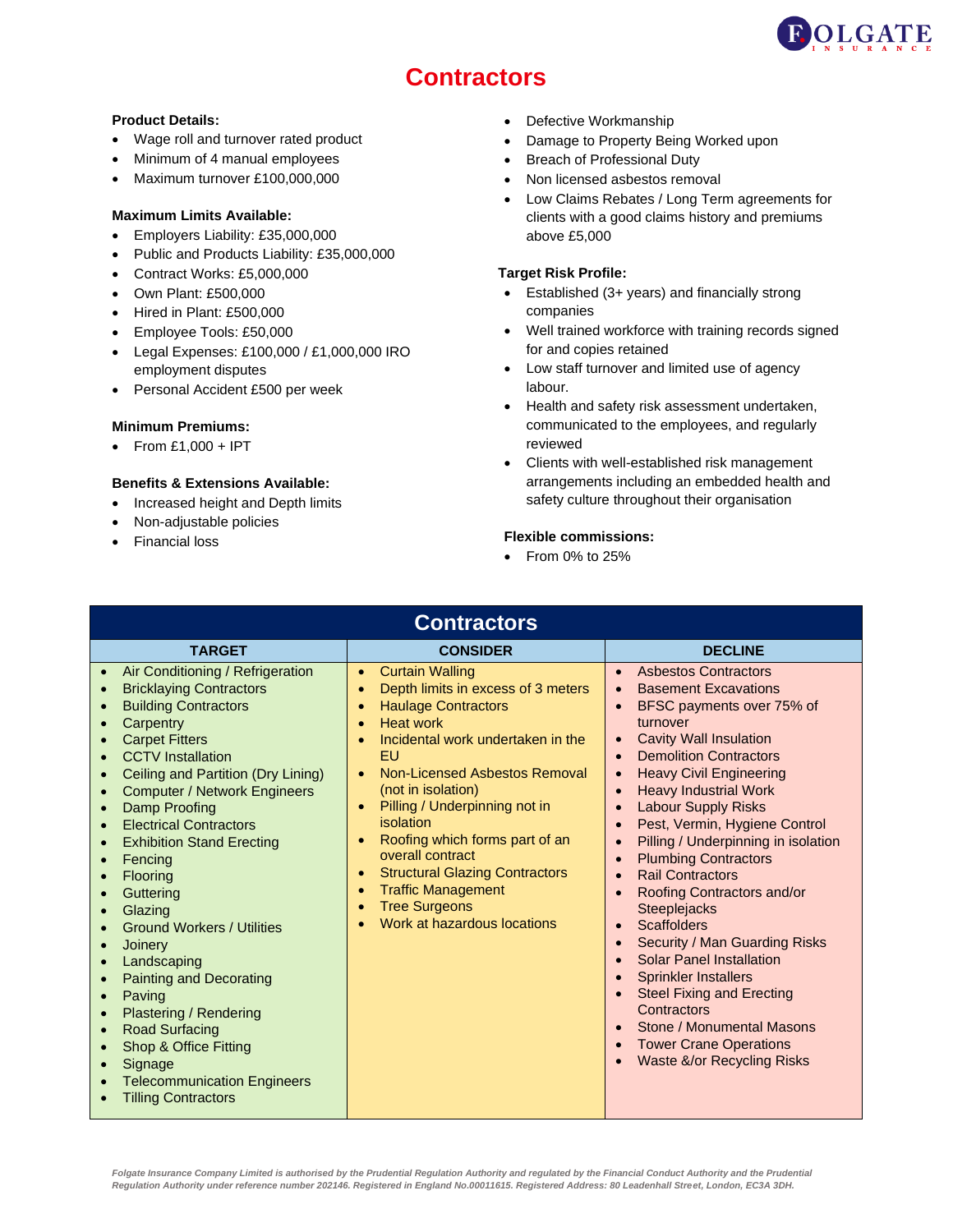# Contractors

**Product Details:**

- Wage roll and turnover rated product
- Minimum of 4 manual employees
- Maximum turnover £100,000,000

**Maximum Limits Available:**

- Employers Liability: £35,000,000
- Public and Products Liability: £35,000,000
- Contract Works: £5,000,000
- Own Plant: £500,000
- Hired in Plant: £500,000
- Employee Tools: £50,000
- Legal Expenses: £100,000 / £1,000,000 IRO employment disputes
- Personal Accident £500 per week

**Minimum Premiums:**

- From £1,000 + IPT

**Benefits & Extensions Available:**

- Increased height and Depth limits
- Non-adjustable policies
- Financial loss
- Defective Workmanship
- Damage to Property Being Worked upon
- Breach of Professional Duty
- Non licensed asbestos removal
- Low Claims Rebates / Long Term agreements for clients with a good claims history and premiums above £5,000

**Target Risk Profile:**

- Established (3+ years) and financially strong companies
- Well trained workforce with training records signed for and copies retained
- Low staff turnover and limited use of agency labour.
- Health and safety risk assessment undertaken, communicated to the employees, and regularly reviewed
- Clients with well-established risk management arrangements including an embedded health and safety culture throughout their organisation

**Flexible commissions:**

- From 0% to 25%

## Contractors

| TARGET | CONSIDER | DECLINE |
|---|---|---|
| • Air Conditioning / Refrigeration<br>• Bricklaying Contractors<br>• Building Contractors<br>• Carpentry<br>• Carpet Fitters<br>• CCTV Installation<br>• Ceiling and Partition (Dry Lining)<br>• Computer / Network Engineers<br>• Damp Proofing<br>• Electrical Contractors<br>• Exhibition Stand Erecting<br>• Fencing<br>• Flooring<br>• Guttering<br>• Glazing<br>• Ground Workers / Utilities<br>• Joinery<br>• Landscaping<br>• Painting and Decorating<br>• Paving<br>• Plastering / Rendering<br>• Road Surfacing<br>• Shop & Office Fitting<br>• Signage<br>• Telecommunication Engineers<br>• Tilling Contractors | • Curtain Walling<br>• Depth limits in excess of 3 meters<br>• Haulage Contractors<br>• Heat work<br>• Incidental work undertaken in the EU<br>• Non-Licensed Asbestos Removal (not in isolation)<br>• Pilling / Underpinning not in isolation<br>• Roofing which forms part of an overall contract<br>• Structural Glazing Contractors<br>• Traffic Management<br>• Tree Surgeons<br>• Work at hazardous locations | • Asbestos Contractors<br>• Basement Excavations<br>• BFSC payments over 75% of turnover<br>• Cavity Wall Insulation<br>• Demolition Contractors<br>• Heavy Civil Engineering<br>• Heavy Industrial Work<br>• Labour Supply Risks<br>• Pest, Vermin, Hygiene Control<br>• Pilling / Underpinning in isolation<br>• Plumbing Contractors<br>• Rail Contractors<br>• Roofing Contractors and/or Steeplejacks<br>• Scaffolders<br>• Security / Man Guarding Risks<br>• Solar Panel Installation<br>• Sprinkler Installers<br>• Steel Fixing and Erecting Contractors<br>• Stone / Monumental Masons<br>• Tower Crane Operations<br>• Waste &/or Recycling Risks |

*Folgate Insurance Company Limited is authorised by the Prudential Regulation Authority and regulated by the Financial Conduct Authority and the Prudential Regulation Authority under reference number 202146. Registered in England No.00011615. Registered Address: 80 Leadenhall Street, London, EC3A 3DH.*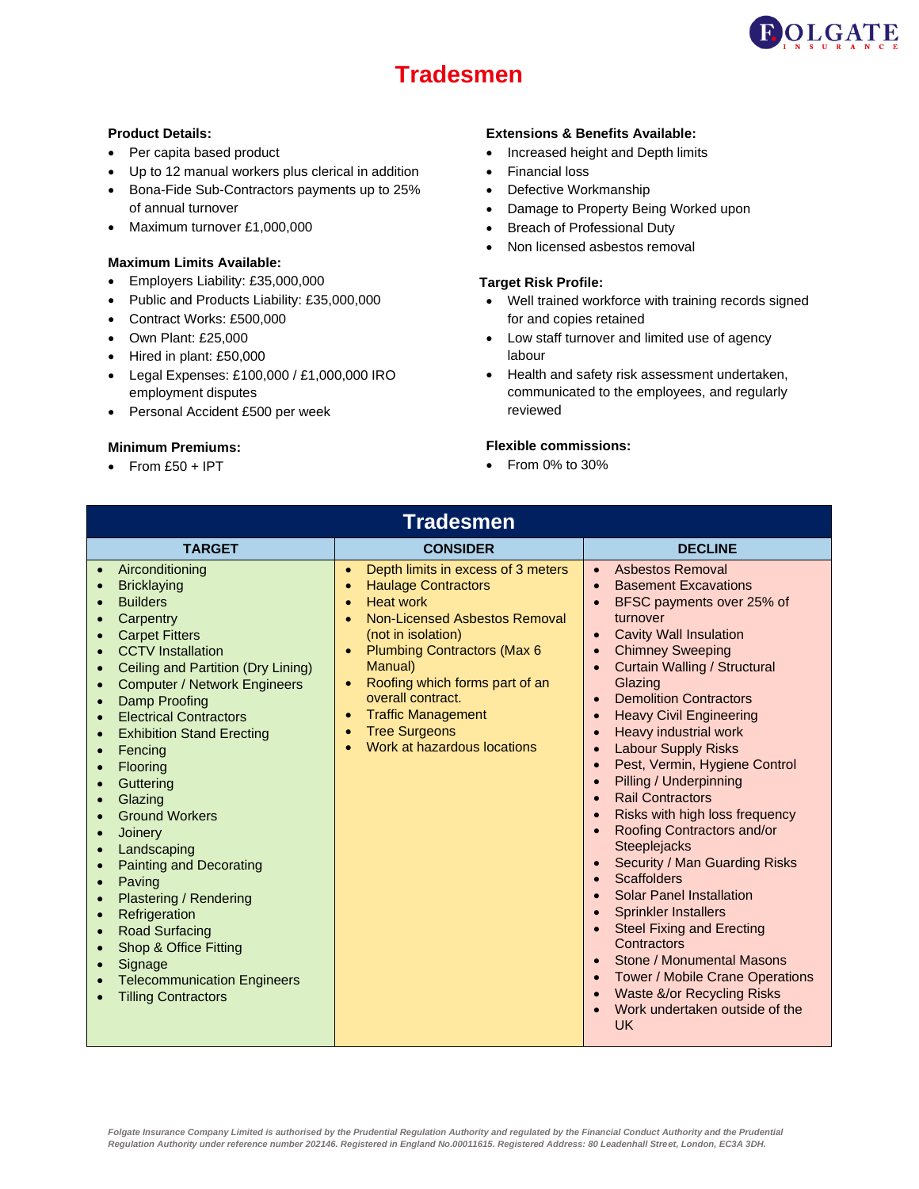# Tradesmen

**Product Details:**

- Per capita based product
- Up to 12 manual workers plus clerical in addition
- Bona-Fide Sub-Contractors payments up to 25% of annual turnover
- Maximum turnover £1,000,000

**Maximum Limits Available:**

- Employers Liability: £35,000,000
- Public and Products Liability: £35,000,000
- Contract Works: £500,000
- Own Plant: £25,000
- Hired in plant: £50,000
- Legal Expenses: £100,000 / £1,000,000 IRO employment disputes
- Personal Accident £500 per week

**Minimum Premiums:**

- From £50 + IPT

**Extensions & Benefits Available:**

- Increased height and Depth limits
- Financial loss
- Defective Workmanship
- Damage to Property Being Worked upon
- Breach of Professional Duty
- Non licensed asbestos removal

**Target Risk Profile:**

- Well trained workforce with training records signed for and copies retained
- Low staff turnover and limited use of agency labour
- Health and safety risk assessment undertaken, communicated to the employees, and regularly reviewed

**Flexible commissions:**

- From 0% to 30%

## Tradesmen

| TARGET | CONSIDER | DECLINE |
|---|---|---|
| Airconditioning | Depth limits in excess of 3 meters | Asbestos Removal |
| Bricklaying | Haulage Contractors | Basement Excavations |
| Builders | Heat work | BFSC payments over 25% of turnover |
| Carpentry | Non-Licensed Asbestos Removal (not in isolation) | Cavity Wall Insulation |
| Carpet Fitters | Plumbing Contractors (Max 6 Manual) | Chimney Sweeping |
| CCTV Installation | Roofing which forms part of an overall contract. | Curtain Walling / Structural Glazing |
| Ceiling and Partition (Dry Lining) | Traffic Management | Demolition Contractors |
| Computer / Network Engineers | Tree Surgeons | Heavy Civil Engineering |
| Damp Proofing | Work at hazardous locations | Heavy industrial work |
| Electrical Contractors | | Labour Supply Risks |
| Exhibition Stand Erecting | | Pest, Vermin, Hygiene Control |
| Fencing | | Pilling / Underpinning |
| Flooring | | Rail Contractors |
| Guttering | | Risks with high loss frequency |
| Glazing | | Roofing Contractors and/or Steeplejacks |
| Ground Workers | | Security / Man Guarding Risks |
| Joinery | | Scaffolders |
| Landscaping | | Solar Panel Installation |
| Painting and Decorating | | Sprinkler Installers |
| Paving | | Steel Fixing and Erecting Contractors |
| Plastering / Rendering | | Stone / Monumental Masons |
| Refrigeration | | Tower / Mobile Crane Operations |
| Road Surfacing | | Waste &/or Recycling Risks |
| Shop & Office Fitting | | Work undertaken outside of the UK |
| Signage | | |
| Telecommunication Engineers | | |
| Tilling Contractors | | |

*Folgate Insurance Company Limited is authorised by the Prudential Regulation Authority and regulated by the Financial Conduct Authority and the Prudential Regulation Authority under reference number 202146. Registered in England No.00011615. Registered Address: 80 Leadenhall Street, London, EC3A 3DH.*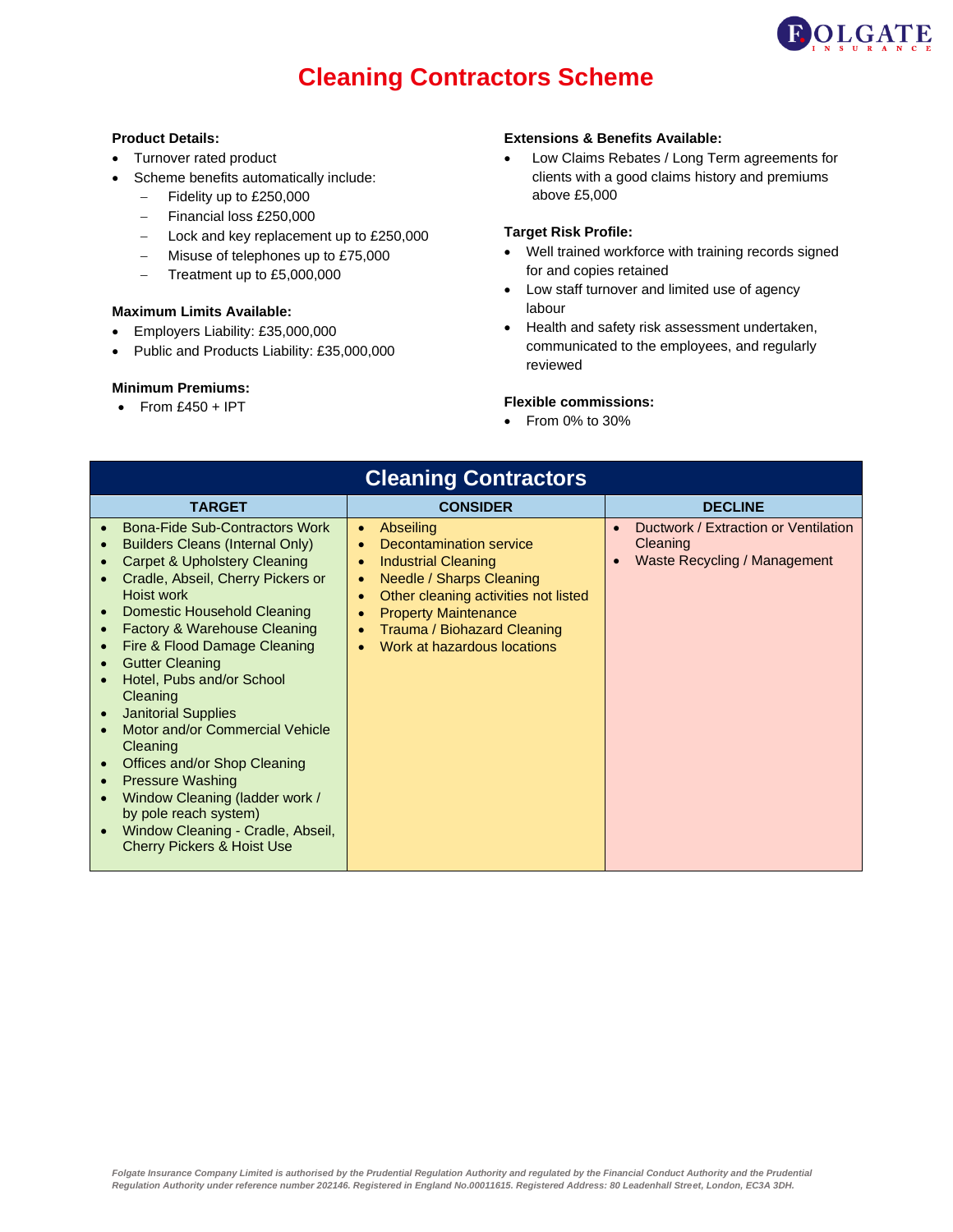# Cleaning Contractors Scheme

**Product Details:**

- Turnover rated product
- Scheme benefits automatically include:
  - Fidelity up to £250,000
  - Financial loss £250,000
  - Lock and key replacement up to £250,000
  - Misuse of telephones up to £75,000
  - Treatment up to £5,000,000

**Maximum Limits Available:**

- Employers Liability: £35,000,000
- Public and Products Liability: £35,000,000

**Minimum Premiums:**

- From £450 + IPT

**Extensions & Benefits Available:**

- Low Claims Rebates / Long Term agreements for clients with a good claims history and premiums above £5,000

**Target Risk Profile:**

- Well trained workforce with training records signed for and copies retained
- Low staff turnover and limited use of agency labour
- Health and safety risk assessment undertaken, communicated to the employees, and regularly reviewed

**Flexible commissions:**

- From 0% to 30%

| Cleaning Contractors | | |
|---|---|---|
| **TARGET** | **CONSIDER** | **DECLINE** |
| • Bona-Fide Sub-Contractors Work<br>• Builders Cleans (Internal Only)<br>• Carpet & Upholstery Cleaning<br>• Cradle, Abseil, Cherry Pickers or Hoist work<br>• Domestic Household Cleaning<br>• Factory & Warehouse Cleaning<br>• Fire & Flood Damage Cleaning<br>• Gutter Cleaning<br>• Hotel, Pubs and/or School Cleaning<br>• Janitorial Supplies<br>• Motor and/or Commercial Vehicle Cleaning<br>• Offices and/or Shop Cleaning<br>• Pressure Washing<br>• Window Cleaning (ladder work / by pole reach system)<br>• Window Cleaning - Cradle, Abseil, Cherry Pickers & Hoist Use | • Abseiling<br>• Decontamination service<br>• Industrial Cleaning<br>• Needle / Sharps Cleaning<br>• Other cleaning activities not listed<br>• Property Maintenance<br>• Trauma / Biohazard Cleaning<br>• Work at hazardous locations | • Ductwork / Extraction or Ventilation Cleaning<br>• Waste Recycling / Management |

*Folgate Insurance Company Limited is authorised by the Prudential Regulation Authority and regulated by the Financial Conduct Authority and the Prudential Regulation Authority under reference number 202146. Registered in England No.00011615. Registered Address: 80 Leadenhall Street, London, EC3A 3DH.*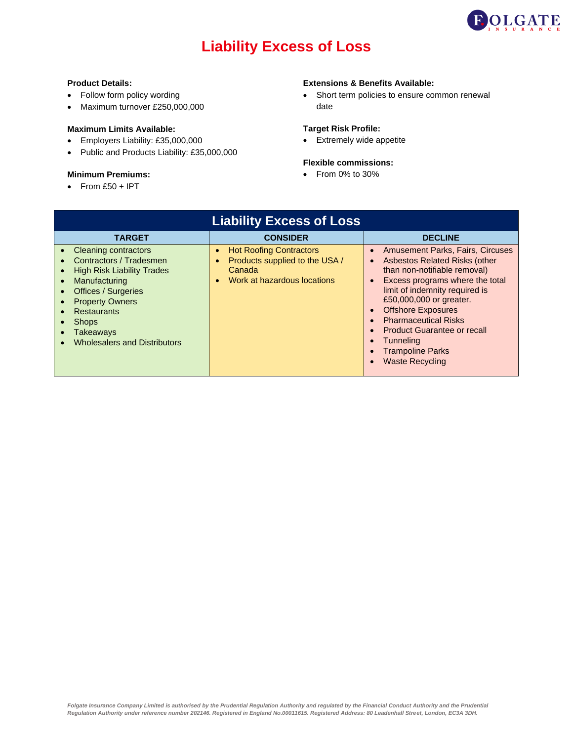# Liability Excess of Loss

**Product Details:**

- Follow form policy wording
- Maximum turnover £250,000,000

**Maximum Limits Available:**

- Employers Liability: £35,000,000
- Public and Products Liability: £35,000,000

**Minimum Premiums:**

- From £50 + IPT

**Extensions & Benefits Available:**

- Short term policies to ensure common renewal date

**Target Risk Profile:**

- Extremely wide appetite

**Flexible commissions:**

- From 0% to 30%

| Liability Excess of Loss | | |
|---|---|---|
| **TARGET** | **CONSIDER** | **DECLINE** |
| • Cleaning contractors<br>• Contractors / Tradesmen<br>• High Risk Liability Trades<br>• Manufacturing<br>• Offices / Surgeries<br>• Property Owners<br>• Restaurants<br>• Shops<br>• Takeaways<br>• Wholesalers and Distributors | • Hot Roofing Contractors<br>• Products supplied to the USA / Canada<br>• Work at hazardous locations | • Amusement Parks, Fairs, Circuses<br>• Asbestos Related Risks (other than non-notifiable removal)<br>• Excess programs where the total limit of indemnity required is £50,000,000 or greater.<br>• Offshore Exposures<br>• Pharmaceutical Risks<br>• Product Guarantee or recall<br>• Tunneling<br>• Trampoline Parks<br>• Waste Recycling |

*Folgate Insurance Company Limited is authorised by the Prudential Regulation Authority and regulated by the Financial Conduct Authority and the Prudential Regulation Authority under reference number 202146. Registered in England No.00011615. Registered Address: 80 Leadenhall Street, London, EC3A 3DH.*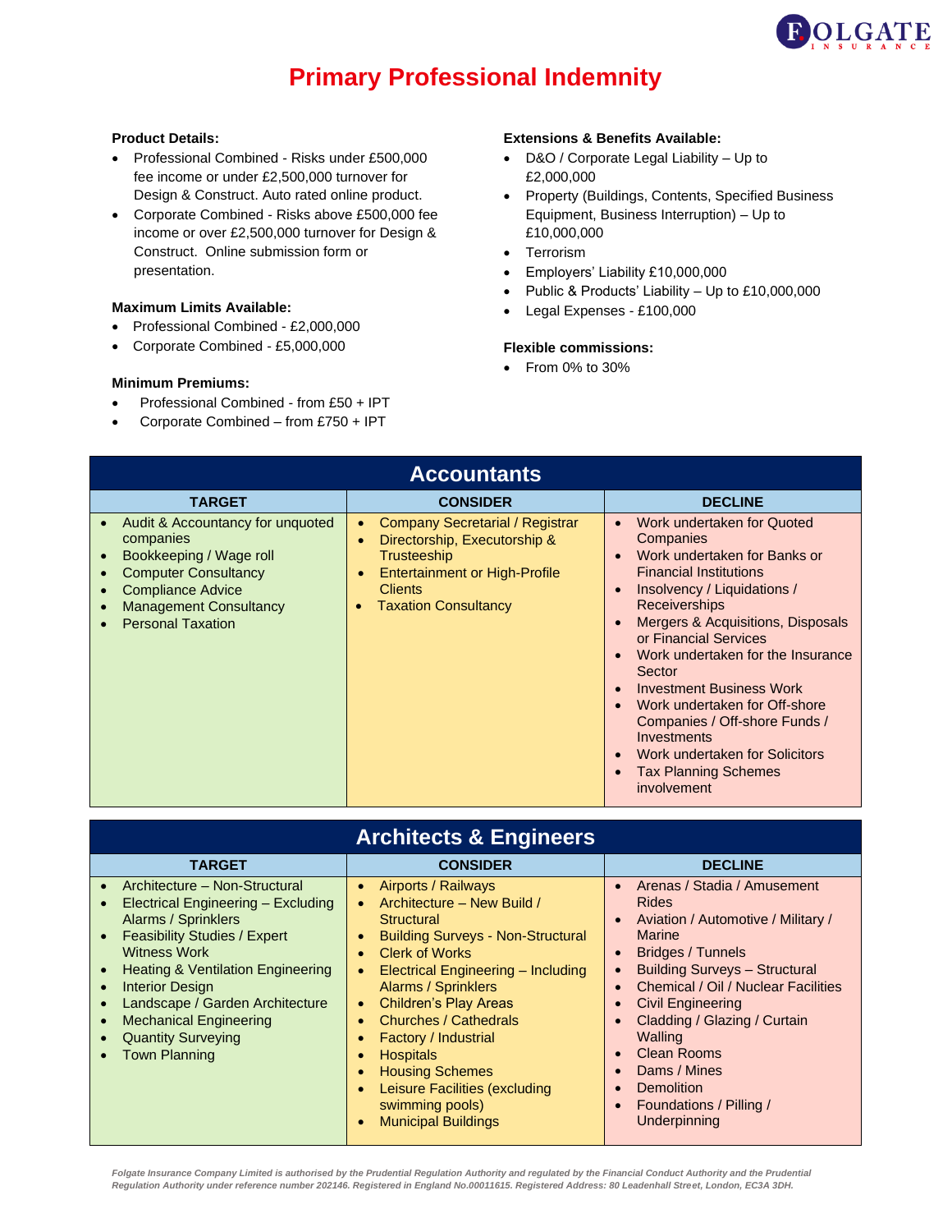# Primary Professional Indemnity

**Product Details:**

- Professional Combined - Risks under £500,000 fee income or under £2,500,000 turnover for Design & Construct. Auto rated online product.
- Corporate Combined - Risks above £500,000 fee income or over £2,500,000 turnover for Design & Construct. Online submission form or presentation.

**Maximum Limits Available:**

- Professional Combined - £2,000,000
- Corporate Combined - £5,000,000

**Minimum Premiums:**

- Professional Combined - from £50 + IPT
- Corporate Combined – from £750 + IPT

**Extensions & Benefits Available:**

- D&O / Corporate Legal Liability – Up to £2,000,000
- Property (Buildings, Contents, Specified Business Equipment, Business Interruption) – Up to £10,000,000
- Terrorism
- Employers' Liability £10,000,000
- Public & Products' Liability – Up to £10,000,000
- Legal Expenses - £100,000

**Flexible commissions:**

- From 0% to 30%

## Accountants

| TARGET | CONSIDER | DECLINE |
|---|---|---|
| • Audit & Accountancy for unquoted companies<br>• Bookkeeping / Wage roll<br>• Computer Consultancy<br>• Compliance Advice<br>• Management Consultancy<br>• Personal Taxation | • Company Secretarial / Registrar<br>• Directorship, Executorship & Trusteeship<br>• Entertainment or High-Profile Clients<br>• Taxation Consultancy | • Work undertaken for Quoted Companies<br>• Work undertaken for Banks or Financial Institutions<br>• Insolvency / Liquidations / Receiverships<br>• Mergers & Acquisitions, Disposals or Financial Services<br>• Work undertaken for the Insurance Sector<br>• Investment Business Work<br>• Work undertaken for Off-shore Companies / Off-shore Funds / Investments<br>• Work undertaken for Solicitors<br>• Tax Planning Schemes involvement |

## Architects & Engineers

| TARGET | CONSIDER | DECLINE |
|---|---|---|
| • Architecture – Non-Structural<br>• Electrical Engineering – Excluding Alarms / Sprinklers<br>• Feasibility Studies / Expert Witness Work<br>• Heating & Ventilation Engineering<br>• Interior Design<br>• Landscape / Garden Architecture<br>• Mechanical Engineering<br>• Quantity Surveying<br>• Town Planning | • Airports / Railways<br>• Architecture – New Build / Structural<br>• Building Surveys - Non-Structural<br>• Clerk of Works<br>• Electrical Engineering – Including Alarms / Sprinklers<br>• Children's Play Areas<br>• Churches / Cathedrals<br>• Factory / Industrial<br>• Hospitals<br>• Housing Schemes<br>• Leisure Facilities (excluding swimming pools)<br>• Municipal Buildings | • Arenas / Stadia / Amusement Rides<br>• Aviation / Automotive / Military / Marine<br>• Bridges / Tunnels<br>• Building Surveys – Structural<br>• Chemical / Oil / Nuclear Facilities<br>• Civil Engineering<br>• Cladding / Glazing / Curtain Walling<br>• Clean Rooms<br>• Dams / Mines<br>• Demolition<br>• Foundations / Pilling / Underpinning |

*Folgate Insurance Company Limited is authorised by the Prudential Regulation Authority and regulated by the Financial Conduct Authority and the Prudential Regulation Authority under reference number 202146. Registered in England No.00011615. Registered Address: 80 Leadenhall Street, London, EC3A 3DH.*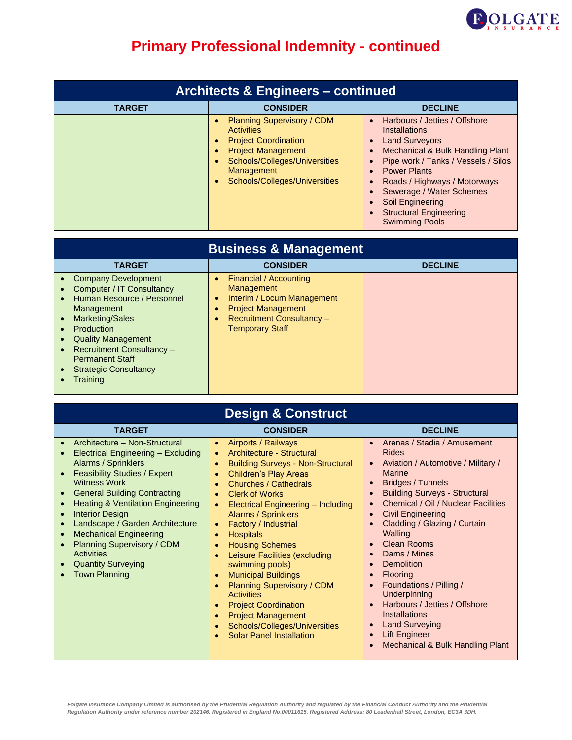# Primary Professional Indemnity - continued

## Architects & Engineers – continued

| TARGET | CONSIDER | DECLINE |
|---|---|---|
| | • Planning Supervisory / CDM Activities<br>• Project Coordination<br>• Project Management<br>• Schools/Colleges/Universities Management<br>• Schools/Colleges/Universities | • Harbours / Jetties / Offshore Installations<br>• Land Surveyors<br>• Mechanical & Bulk Handling Plant<br>• Pipe work / Tanks / Vessels / Silos<br>• Power Plants<br>• Roads / Highways / Motorways<br>• Sewerage / Water Schemes<br>• Soil Engineering<br>• Structural Engineering Swimming Pools |

## Business & Management

| TARGET | CONSIDER | DECLINE |
|---|---|---|
| • Company Development<br>• Computer / IT Consultancy<br>• Human Resource / Personnel Management<br>• Marketing/Sales<br>• Production<br>• Quality Management<br>• Recruitment Consultancy – Permanent Staff<br>• Strategic Consultancy<br>• Training | • Financial / Accounting Management<br>• Interim / Locum Management<br>• Project Management<br>• Recruitment Consultancy – Temporary Staff | |

## Design & Construct

| TARGET | CONSIDER | DECLINE |
|---|---|---|
| • Architecture – Non-Structural<br>• Electrical Engineering – Excluding Alarms / Sprinklers<br>• Feasibility Studies / Expert Witness Work<br>• General Building Contracting<br>• Heating & Ventilation Engineering<br>• Interior Design<br>• Landscape / Garden Architecture<br>• Mechanical Engineering<br>• Planning Supervisory / CDM Activities<br>• Quantity Surveying<br>• Town Planning | • Airports / Railways<br>• Architecture - Structural<br>• Building Surveys - Non-Structural<br>• Children's Play Areas<br>• Churches / Cathedrals<br>• Clerk of Works<br>• Electrical Engineering – Including Alarms / Sprinklers<br>• Factory / Industrial<br>• Hospitals<br>• Housing Schemes<br>• Leisure Facilities (excluding swimming pools)<br>• Municipal Buildings<br>• Planning Supervisory / CDM Activities<br>• Project Coordination<br>• Project Management<br>• Schools/Colleges/Universities<br>• Solar Panel Installation | • Arenas / Stadia / Amusement Rides<br>• Aviation / Automotive / Military / Marine<br>• Bridges / Tunnels<br>• Building Surveys - Structural<br>• Chemical / Oil / Nuclear Facilities<br>• Civil Engineering<br>• Cladding / Glazing / Curtain Walling<br>• Clean Rooms<br>• Dams / Mines<br>• Demolition<br>• Flooring<br>• Foundations / Pilling / Underpinning<br>• Harbours / Jetties / Offshore Installations<br>• Land Surveying<br>• Lift Engineer<br>• Mechanical & Bulk Handling Plant |

*Folgate Insurance Company Limited is authorised by the Prudential Regulation Authority and regulated by the Financial Conduct Authority and the Prudential Regulation Authority under reference number 202146. Registered in England No.00011615. Registered Address: 80 Leadenhall Street, London, EC3A 3DH.*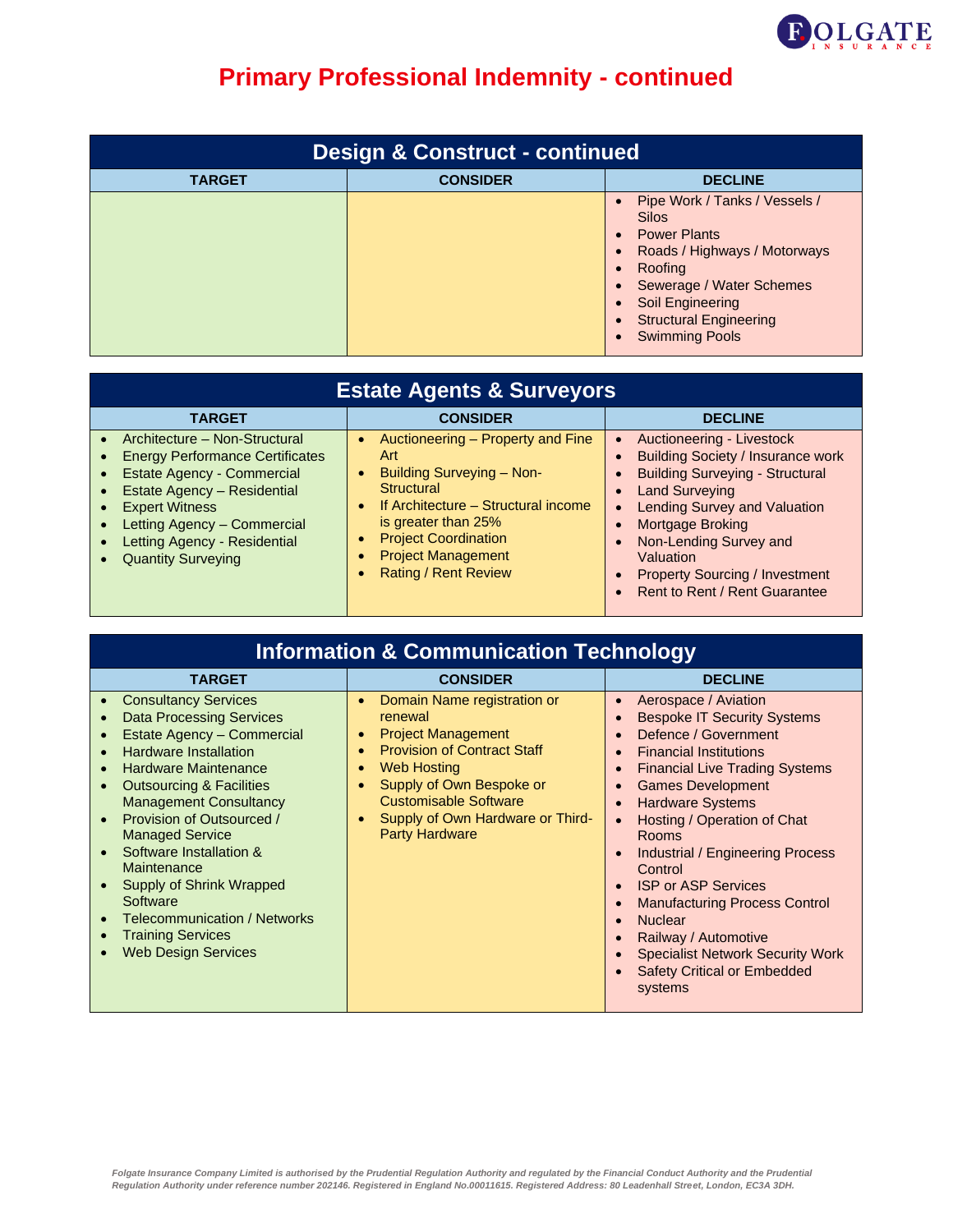# Primary Professional Indemnity - continued

## Design & Construct - continued

| TARGET | CONSIDER | DECLINE |
|---|---|---|
| | | • Pipe Work / Tanks / Vessels / Silos<br>• Power Plants<br>• Roads / Highways / Motorways<br>• Roofing<br>• Sewerage / Water Schemes<br>• Soil Engineering<br>• Structural Engineering<br>• Swimming Pools |

## Estate Agents & Surveyors

| TARGET | CONSIDER | DECLINE |
|---|---|---|
| • Architecture – Non-Structural<br>• Energy Performance Certificates<br>• Estate Agency - Commercial<br>• Estate Agency – Residential<br>• Expert Witness<br>• Letting Agency – Commercial<br>• Letting Agency - Residential<br>• Quantity Surveying | • Auctioneering – Property and Fine Art<br>• Building Surveying – Non-Structural<br>• If Architecture – Structural income is greater than 25%<br>• Project Coordination<br>• Project Management<br>• Rating / Rent Review | • Auctioneering - Livestock<br>• Building Society / Insurance work<br>• Building Surveying - Structural<br>• Land Surveying<br>• Lending Survey and Valuation<br>• Mortgage Broking<br>• Non-Lending Survey and Valuation<br>• Property Sourcing / Investment<br>• Rent to Rent / Rent Guarantee |

## Information & Communication Technology

| TARGET | CONSIDER | DECLINE |
|---|---|---|
| • Consultancy Services<br>• Data Processing Services<br>• Estate Agency – Commercial<br>• Hardware Installation<br>• Hardware Maintenance<br>• Outsourcing & Facilities Management Consultancy<br>• Provision of Outsourced / Managed Service<br>• Software Installation & Maintenance<br>• Supply of Shrink Wrapped Software<br>• Telecommunication / Networks<br>• Training Services<br>• Web Design Services | • Domain Name registration or renewal<br>• Project Management<br>• Provision of Contract Staff<br>• Web Hosting<br>• Supply of Own Bespoke or Customisable Software<br>• Supply of Own Hardware or Third-Party Hardware | • Aerospace / Aviation<br>• Bespoke IT Security Systems<br>• Defence / Government<br>• Financial Institutions<br>• Financial Live Trading Systems<br>• Games Development<br>• Hardware Systems<br>• Hosting / Operation of Chat Rooms<br>• Industrial / Engineering Process Control<br>• ISP or ASP Services<br>• Manufacturing Process Control<br>• Nuclear<br>• Railway / Automotive<br>• Specialist Network Security Work<br>• Safety Critical or Embedded systems |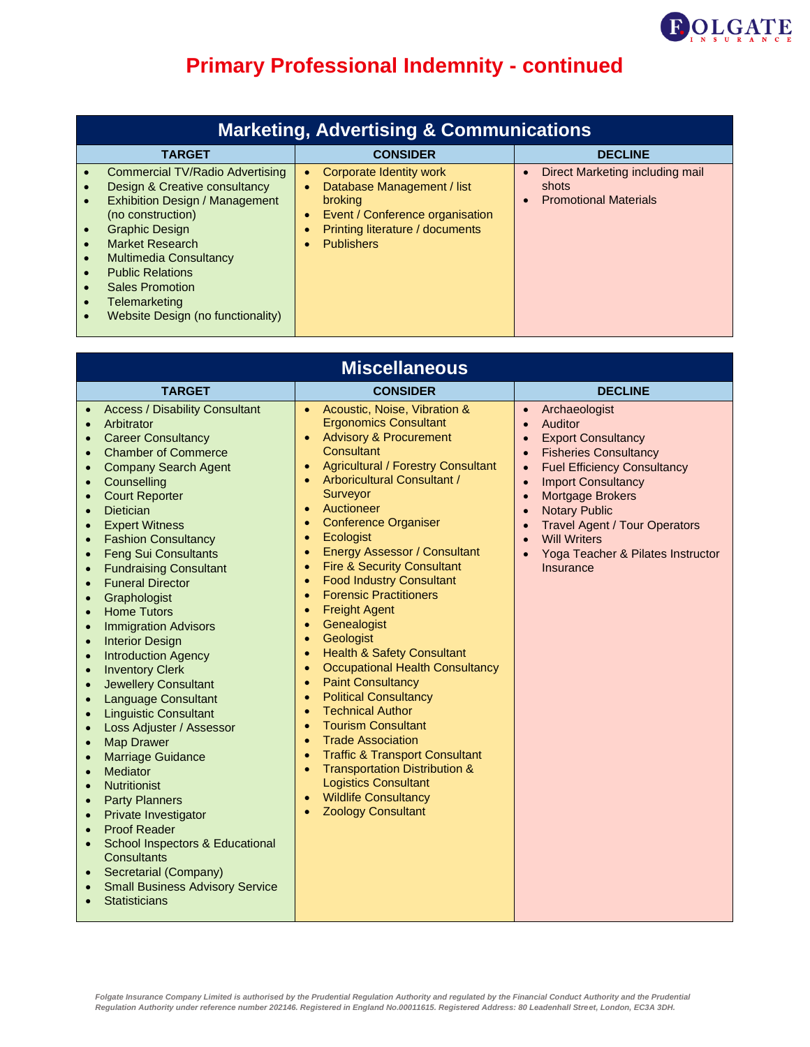# Primary Professional Indemnity - continued

## Marketing, Advertising & Communications

| TARGET | CONSIDER | DECLINE |
|---|---|---|
| • Commercial TV/Radio Advertising<br>• Design & Creative consultancy<br>• Exhibition Design / Management (no construction)<br>• Graphic Design<br>• Market Research<br>• Multimedia Consultancy<br>• Public Relations<br>• Sales Promotion<br>• Telemarketing<br>• Website Design (no functionality) | • Corporate Identity work<br>• Database Management / list broking<br>• Event / Conference organisation<br>• Printing literature / documents<br>• Publishers | • Direct Marketing including mail shots<br>• Promotional Materials |

## Miscellaneous

| TARGET | CONSIDER | DECLINE |
|---|---|---|
| • Access / Disability Consultant<br>• Arbitrator<br>• Career Consultancy<br>• Chamber of Commerce<br>• Company Search Agent<br>• Counselling<br>• Court Reporter<br>• Dietician<br>• Expert Witness<br>• Fashion Consultancy<br>• Feng Sui Consultants<br>• Fundraising Consultant<br>• Funeral Director<br>• Graphologist<br>• Home Tutors<br>• Immigration Advisors<br>• Interior Design<br>• Introduction Agency<br>• Inventory Clerk<br>• Jewellery Consultant<br>• Language Consultant<br>• Linguistic Consultant<br>• Loss Adjuster / Assessor<br>• Map Drawer<br>• Marriage Guidance<br>• Mediator<br>• Nutritionist<br>• Party Planners<br>• Private Investigator<br>• Proof Reader<br>• School Inspectors & Educational Consultants<br>• Secretarial (Company)<br>• Small Business Advisory Service<br>• Statisticians | • Acoustic, Noise, Vibration & Ergonomics Consultant<br>• Advisory & Procurement Consultant<br>• Agricultural / Forestry Consultant<br>• Arboricultural Consultant / Surveyor<br>• Auctioneer<br>• Conference Organiser<br>• Ecologist<br>• Energy Assessor / Consultant<br>• Fire & Security Consultant<br>• Food Industry Consultant<br>• Forensic Practitioners<br>• Freight Agent<br>• Genealogist<br>• Geologist<br>• Health & Safety Consultant<br>• Occupational Health Consultancy<br>• Paint Consultancy<br>• Political Consultancy<br>• Technical Author<br>• Tourism Consultant<br>• Trade Association<br>• Traffic & Transport Consultant<br>• Transportation Distribution & Logistics Consultant<br>• Wildlife Consultancy<br>• Zoology Consultant | • Archaeologist<br>• Auditor<br>• Export Consultancy<br>• Fisheries Consultancy<br>• Fuel Efficiency Consultancy<br>• Import Consultancy<br>• Mortgage Brokers<br>• Notary Public<br>• Travel Agent / Tour Operators<br>• Will Writers<br>• Yoga Teacher & Pilates Instructor Insurance |

*Folgate Insurance Company Limited is authorised by the Prudential Regulation Authority and regulated by the Financial Conduct Authority and the Prudential Regulation Authority under reference number 202146. Registered in England No.00011615. Registered Address: 80 Leadenhall Street, London, EC3A 3DH.*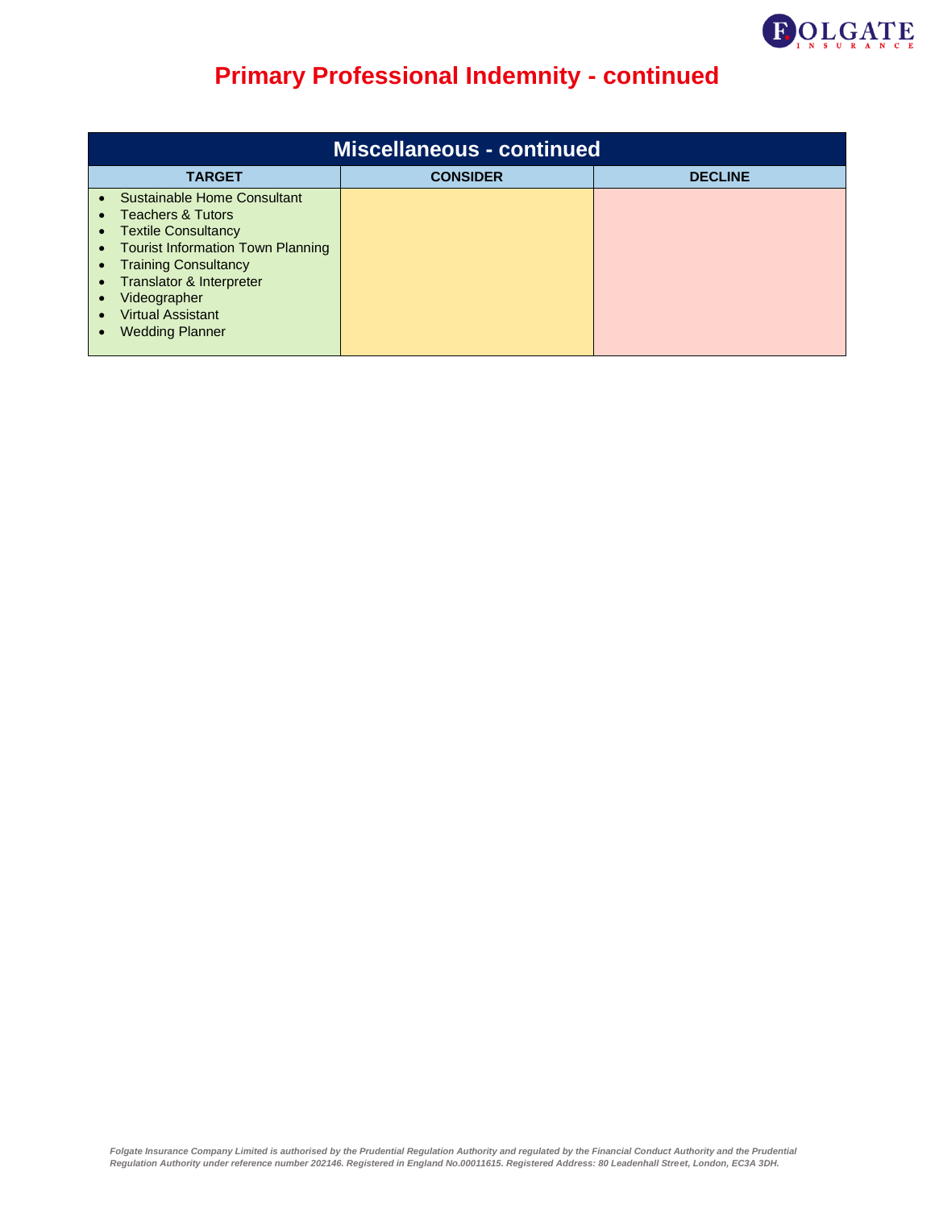# Primary Professional Indemnity - continued

| Miscellaneous - continued | | |
|---|---|---|
| **TARGET** | **CONSIDER** | **DECLINE** |
| • Sustainable Home Consultant<br>• Teachers & Tutors<br>• Textile Consultancy<br>• Tourist Information Town Planning<br>• Training Consultancy<br>• Translator & Interpreter<br>• Videographer<br>• Virtual Assistant<br>• Wedding Planner | | |

*Folgate Insurance Company Limited is authorised by the Prudential Regulation Authority and regulated by the Financial Conduct Authority and the Prudential Regulation Authority under reference number 202146. Registered in England No.00011615. Registered Address: 80 Leadenhall Street, London, EC3A 3DH.*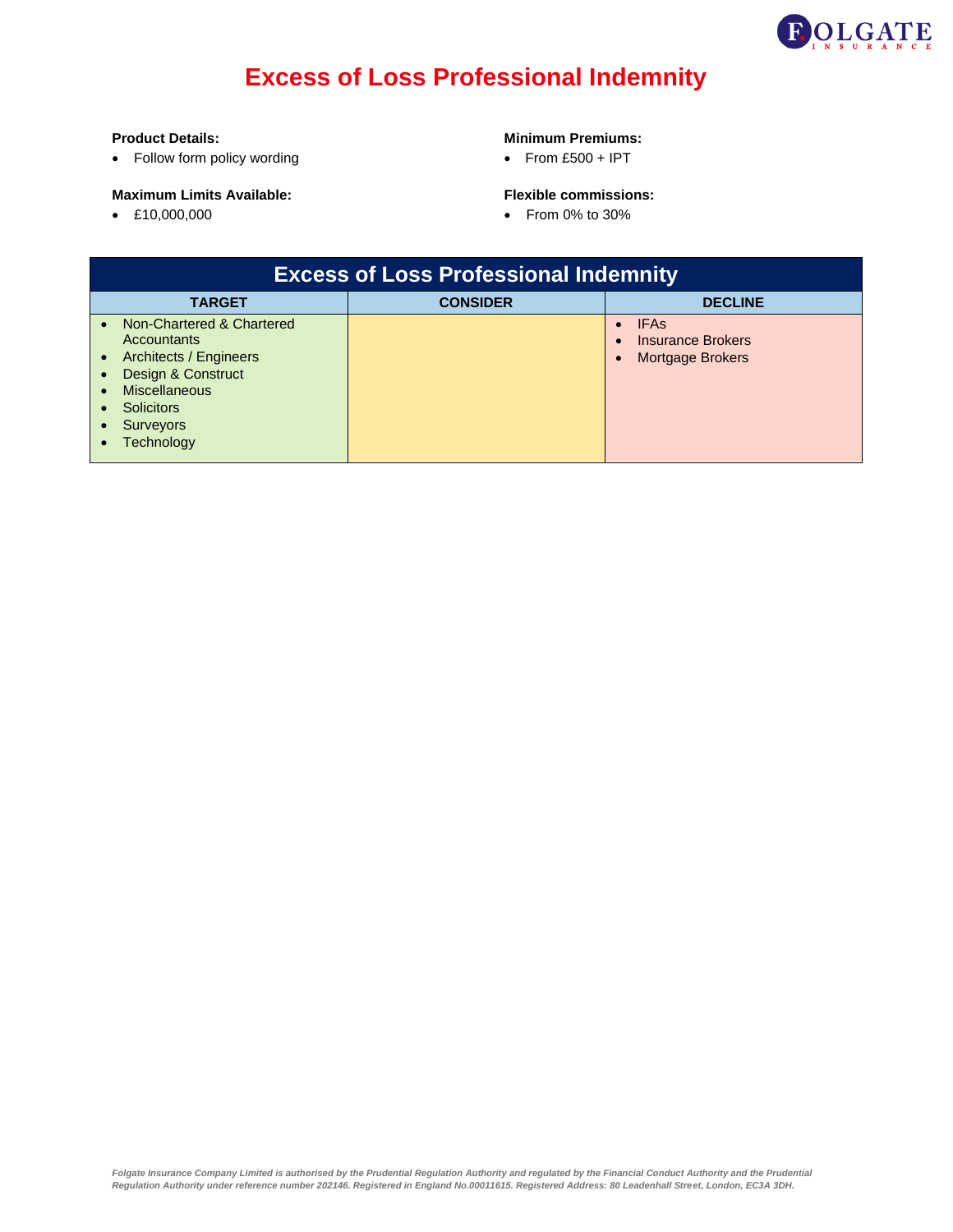# Excess of Loss Professional Indemnity

**Product Details:**

- Follow form policy wording

**Maximum Limits Available:**

- £10,000,000

**Minimum Premiums:**

- From £500 + IPT

**Flexible commissions:**

- From 0% to 30%

| Excess of Loss Professional Indemnity | | |
|---|---|---|
| **TARGET** | **CONSIDER** | **DECLINE** |
| • Non-Chartered & Chartered Accountants<br>• Architects / Engineers<br>• Design & Construct<br>• Miscellaneous<br>• Solicitors<br>• Surveyors<br>• Technology | | • IFAs<br>• Insurance Brokers<br>• Mortgage Brokers |

*Folgate Insurance Company Limited is authorised by the Prudential Regulation Authority and regulated by the Financial Conduct Authority and the Prudential Regulation Authority under reference number 202146. Registered in England No.00011615. Registered Address: 80 Leadenhall Street, London, EC3A 3DH.*